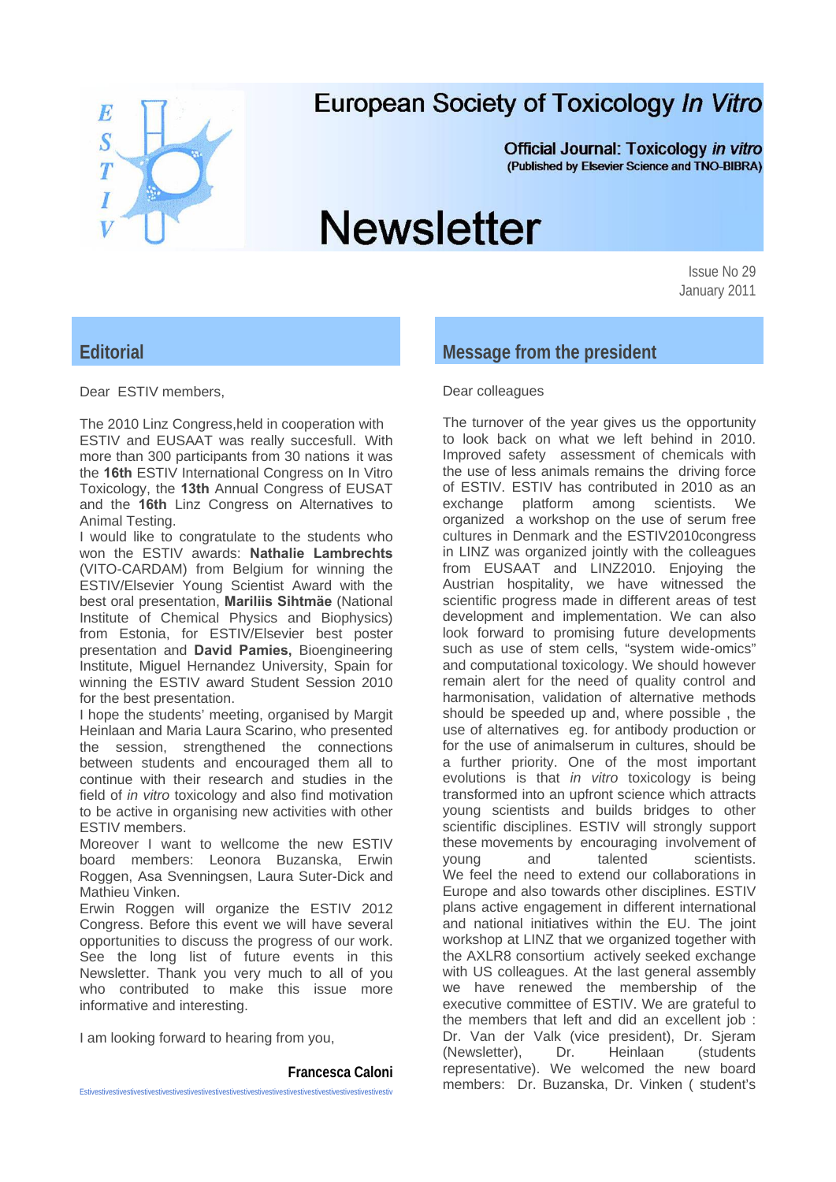# European Society of Toxicology *In Vitro*

**Official Journal: Toxicology *in vitro***
**(Published by Elsevier Science and TNO-BIBRA)**

# Newsletter

Issue No 29
January 2011

## Editorial

Dear ESTIV members,

The 2010 Linz Congress,held in cooperation with ESTIV and EUSAAT was really succesfull. With more than 300 participants from 30 nations it was the **16th** ESTIV International Congress on In Vitro Toxicology, the **13th** Annual Congress of EUSAT and the **16th** Linz Congress on Alternatives to Animal Testing.

I would like to congratulate to the students who won the ESTIV awards: **Nathalie Lambrechts** (VITO-CARDAM) from Belgium for winning the ESTIV/Elsevier Young Scientist Award with the best oral presentation, **Mariliis Sihtmäe** (National Institute of Chemical Physics and Biophysics) from Estonia, for ESTIV/Elsevier best poster presentation and **David Pamies,** Bioengineering Institute, Miguel Hernandez University, Spain for winning the ESTIV award Student Session 2010 for the best presentation.

I hope the students' meeting, organised by Margit Heinlaan and Maria Laura Scarino, who presented the session, strengthened the connections between students and encouraged them all to continue with their research and studies in the field of *in vitro* toxicology and also find motivation to be active in organising new activities with other ESTIV members.

Moreover I want to wellcome the new ESTIV board members: Leonora Buzanska, Erwin Roggen, Asa Svenningsen, Laura Suter-Dick and Mathieu Vinken.

Erwin Roggen will organize the ESTIV 2012 Congress. Before this event we will have several opportunities to discuss the progress of our work. See the long list of future events in this Newsletter. Thank you very much to all of you who contributed to make this issue more informative and interesting.

I am looking forward to hearing from you,

**Francesca Caloni**

## Message from the president

Dear colleagues

The turnover of the year gives us the opportunity to look back on what we left behind in 2010. Improved safety assessment of chemicals with the use of less animals remains the driving force of ESTIV. ESTIV has contributed in 2010 as an exchange platform among scientists. We organized a workshop on the use of serum free cultures in Denmark and the ESTIV2010congress in LINZ was organized jointly with the colleagues from EUSAAT and LINZ2010. Enjoying the Austrian hospitality, we have witnessed the scientific progress made in different areas of test development and implementation. We can also look forward to promising future developments such as use of stem cells, "system wide-omics" and computational toxicology. We should however remain alert for the need of quality control and harmonisation, validation of alternative methods should be speeded up and, where possible , the use of alternatives eg. for antibody production or for the use of animalserum in cultures, should be a further priority. One of the most important evolutions is that *in vitro* toxicology is being transformed into an upfront science which attracts young scientists and builds bridges to other scientific disciplines. ESTIV will strongly support these movements by encouraging involvement of young and talented scientists. We feel the need to extend our collaborations in Europe and also towards other disciplines. ESTIV plans active engagement in different international and national initiatives within the EU. The joint workshop at LINZ that we organized together with the AXLR8 consortium actively seeked exchange with US colleagues. At the last general assembly we have renewed the membership of the executive committee of ESTIV. We are grateful to the members that left and did an excellent job : Dr. Van der Valk (vice president), Dr. Sjeram (Newsletter), Dr. Heinlaan (students representative). We welcomed the new board members: Dr. Buzanska, Dr. Vinken ( student's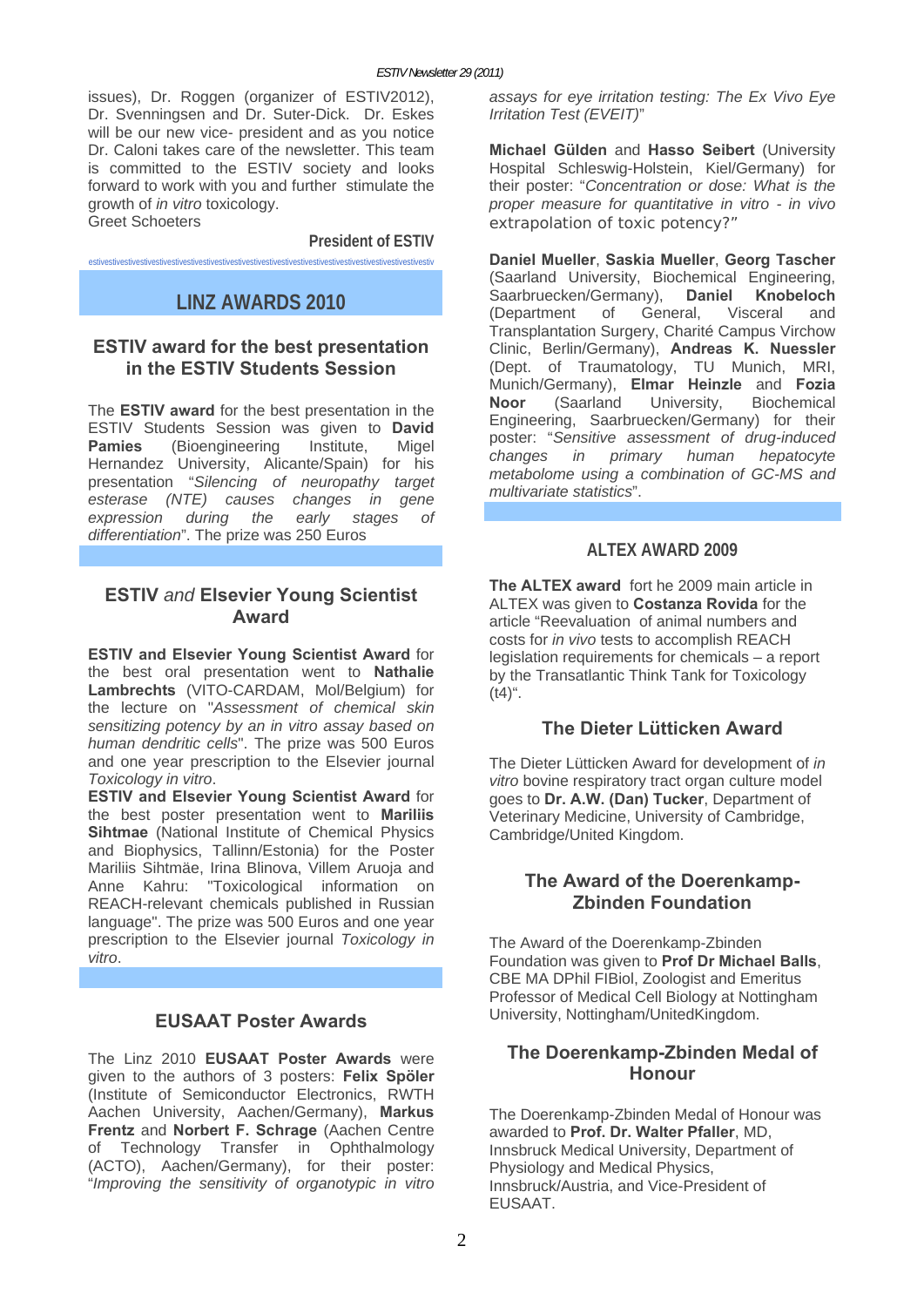issues), Dr. Roggen (organizer of ESTIV2012), Dr. Svenningsen and Dr. Suter-Dick. Dr. Eskes will be our new vice- president and as you notice Dr. Caloni takes care of the newsletter. This team is committed to the ESTIV society and looks forward to work with you and further stimulate the growth of *in vitro* toxicology.
Greet Schoeters

**President of ESTIV**

estivestivestivestivestivestivestivestivestivestivestivestivestivestivestivestivestivestivestivestivestiv

## LINZ AWARDS 2010

### ESTIV award for the best presentation in the ESTIV Students Session

The **ESTIV award** for the best presentation in the ESTIV Students Session was given to **David Pamies** (Bioengineering Institute, Migel Hernandez University, Alicante/Spain) for his presentation "*Silencing of neuropathy target esterase (NTE) causes changes in gene expression during the early stages of differentiation*". The prize was 250 Euros

### ESTIV *and* Elsevier Young Scientist Award

**ESTIV and Elsevier Young Scientist Award** for the best oral presentation went to **Nathalie Lambrechts** (VITO-CARDAM, Mol/Belgium) for the lecture on "*Assessment of chemical skin sensitizing potency by an in vitro assay based on human dendritic cells*". The prize was 500 Euros and one year prescription to the Elsevier journal *Toxicology in vitro*.

**ESTIV and Elsevier Young Scientist Award** for the best poster presentation went to **Mariliis Sihtmae** (National Institute of Chemical Physics and Biophysics, Tallinn/Estonia) for the Poster Mariliis Sihtmäe, Irina Blinova, Villem Aruoja and Anne Kahru: "Toxicological information on REACH-relevant chemicals published in Russian language". The prize was 500 Euros and one year prescription to the Elsevier journal *Toxicology in vitro*.

### EUSAAT Poster Awards

The Linz 2010 **EUSAAT Poster Awards** were given to the authors of 3 posters: **Felix Spöler** (Institute of Semiconductor Electronics, RWTH Aachen University, Aachen/Germany), **Markus Frentz** and **Norbert F. Schrage** (Aachen Centre of Technology Transfer in Ophthalmology (ACTO), Aachen/Germany), for their poster: "*Improving the sensitivity of organotypic in vitro assays for eye irritation testing: The Ex Vivo Eye Irritation Test (EVEIT)*"

**Michael Gülden** and **Hasso Seibert** (University Hospital Schleswig-Holstein, Kiel/Germany) for their poster: "*Concentration or dose: What is the proper measure for quantitative in vitro - in vivo* extrapolation of toxic potency?"

**Daniel Mueller**, **Saskia Mueller**, **Georg Tascher** (Saarland University, Biochemical Engineering, Saarbruecken/Germany), **Daniel Knobeloch** (Department of General, Visceral and Transplantation Surgery, Charité Campus Virchow Clinic, Berlin/Germany), **Andreas K. Nuessler** (Dept. of Traumatology, TU Munich, MRI, Munich/Germany), **Elmar Heinzle** and **Fozia Noor** (Saarland University, Biochemical Engineering, Saarbruecken/Germany) for their poster: "*Sensitive assessment of drug-induced changes in primary human hepatocyte metabolome using a combination of GC-MS and multivariate statistics*".

## ALTEX AWARD 2009

**The ALTEX award** fort he 2009 main article in ALTEX was given to **Costanza Rovida** for the article "Reevaluation of animal numbers and costs for *in vivo* tests to accomplish REACH legislation requirements for chemicals – a report by the Transatlantic Think Tank for Toxicology (t4)".

### The Dieter Lütticken Award

The Dieter Lütticken Award for development of *in vitro* bovine respiratory tract organ culture model goes to **Dr. A.W. (Dan) Tucker**, Department of Veterinary Medicine, University of Cambridge, Cambridge/United Kingdom.

### The Award of the Doerenkamp-Zbinden Foundation

The Award of the Doerenkamp-Zbinden Foundation was given to **Prof Dr Michael Balls**, CBE MA DPhil FIBiol, Zoologist and Emeritus Professor of Medical Cell Biology at Nottingham University, Nottingham/UnitedKingdom.

### The Doerenkamp-Zbinden Medal of Honour

The Doerenkamp-Zbinden Medal of Honour was awarded to **Prof. Dr. Walter Pfaller**, MD, Innsbruck Medical University, Department of Physiology and Medical Physics, Innsbruck/Austria, and Vice-President of EUSAAT.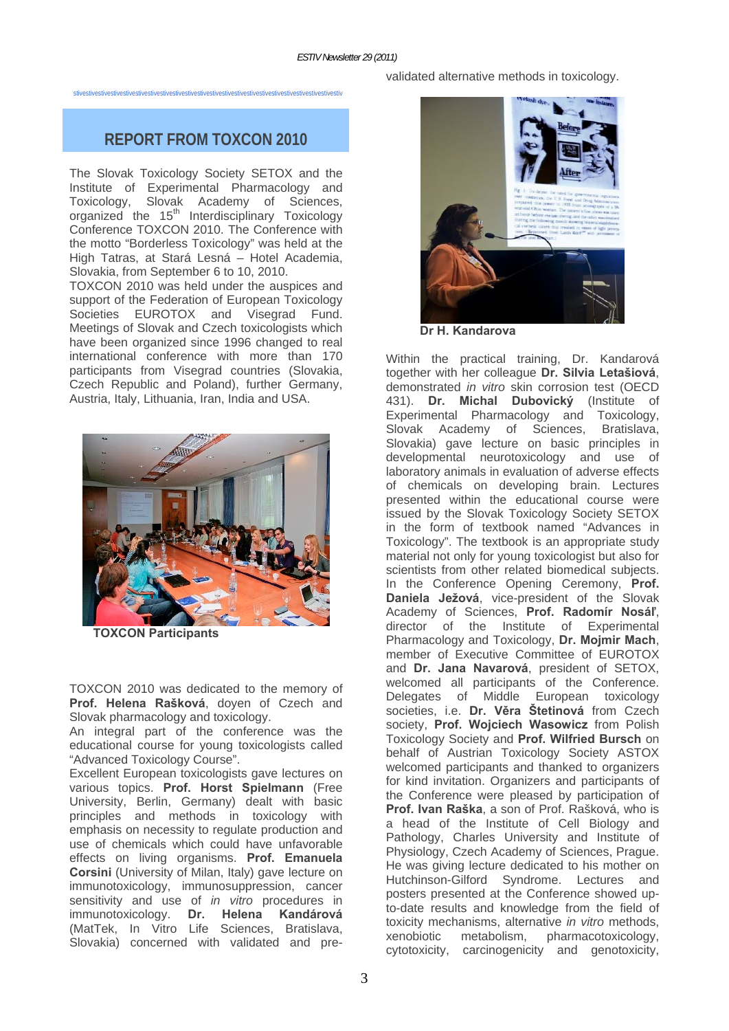## REPORT FROM TOXCON 2010

The Slovak Toxicology Society SETOX and the Institute of Experimental Pharmacology and Toxicology, Slovak Academy of Sciences, organized the 15[th] Interdisciplinary Toxicology Conference TOXCON 2010. The Conference with the motto "Borderless Toxicology" was held at the High Tatras, at Stará Lesná – Hotel Academia, Slovakia, from September 6 to 10, 2010.

TOXCON 2010 was held under the auspices and support of the Federation of European Toxicology Societies EUROTOX and Visegrad Fund. Meetings of Slovak and Czech toxicologists which have been organized since 1996 changed to real international conference with more than 170 participants from Visegrad countries (Slovakia, Czech Republic and Poland), further Germany, Austria, Italy, Lithuania, Iran, India and USA.

**TOXCON Participants**

TOXCON 2010 was dedicated to the memory of **Prof. Helena Rašková**, doyen of Czech and Slovak pharmacology and toxicology.

An integral part of the conference was the educational course for young toxicologists called "Advanced Toxicology Course".

Excellent European toxicologists gave lectures on various topics. **Prof. Horst Spielmann** (Free University, Berlin, Germany) dealt with basic principles and methods in toxicology with emphasis on necessity to regulate production and use of chemicals which could have unfavorable effects on living organisms. **Prof. Emanuela Corsini** (University of Milan, Italy) gave lecture on immunotoxicology, immunosuppression, cancer sensitivity and use of *in vitro* procedures in immunotoxicology. **Dr. Helena Kandárová** (MatTek, In Vitro Life Sciences, Bratislava, Slovakia) concerned with validated and pre-validated alternative methods in toxicology.

**Dr H. Kandarova**

Within the practical training, Dr. Kandarová together with her colleague **Dr. Silvia Letašiová**, demonstrated *in vitro* skin corrosion test (OECD 431). **Dr. Michal Dubovický** (Institute of Experimental Pharmacology and Toxicology, Slovak Academy of Sciences, Bratislava, Slovakia) gave lecture on basic principles in developmental neurotoxicology and use of laboratory animals in evaluation of adverse effects of chemicals on developing brain. Lectures presented within the educational course were issued by the Slovak Toxicology Society SETOX in the form of textbook named "Advances in Toxicology". The textbook is an appropriate study material not only for young toxicologist but also for scientists from other related biomedical subjects.

In the Conference Opening Ceremony, **Prof. Daniela Ježová**, vice-president of the Slovak Academy of Sciences, **Prof. Radomír Nosáľ**, director of the Institute of Experimental Pharmacology and Toxicology, **Dr. Mojmir Mach**, member of Executive Committee of EUROTOX and **Dr. Jana Navarová**, president of SETOX, welcomed all participants of the Conference. Delegates of Middle European toxicology societies, i.e. **Dr. Věra Štetinová** from Czech society, **Prof. Wojciech Wasowicz** from Polish Toxicology Society and **Prof. Wilfried Bursch** on behalf of Austrian Toxicology Society ASTOX welcomed participants and thanked to organizers for kind invitation. Organizers and participants of the Conference were pleased by participation of **Prof. Ivan Raška**, a son of Prof. Rašková, who is a head of the Institute of Cell Biology and Pathology, Charles University and Institute of Physiology, Czech Academy of Sciences, Prague. He was giving lecture dedicated to his mother on Hutchinson-Gilford Syndrome. Lectures and posters presented at the Conference showed up-to-date results and knowledge from the field of toxicity mechanisms, alternative *in vitro* methods, xenobiotic metabolism, pharmacotoxicology, cytotoxicity, carcinogenicity and genotoxicity,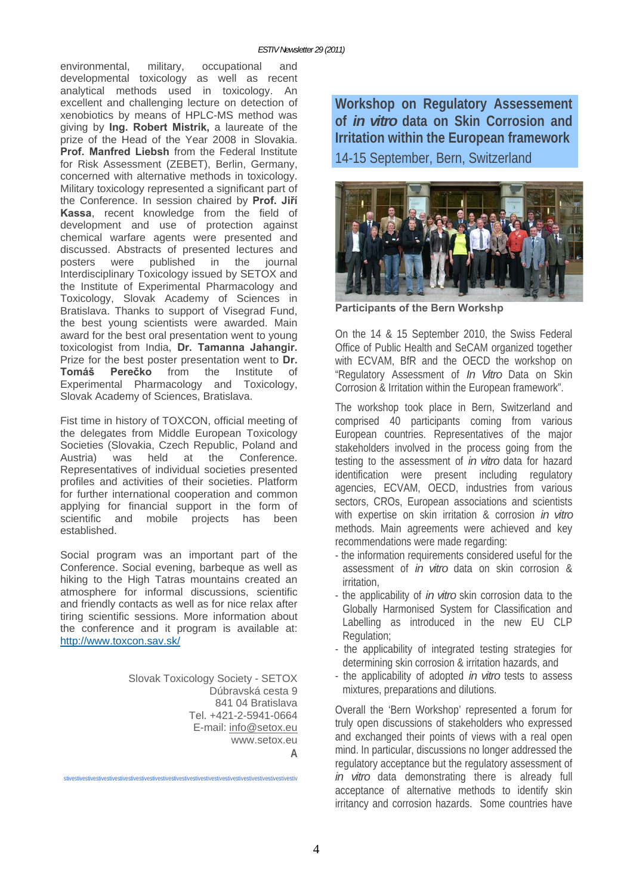environmental, military, occupational and developmental toxicology as well as recent analytical methods used in toxicology. An excellent and challenging lecture on detection of xenobiotics by means of HPLC-MS method was giving by **Ing. Robert Mistrik,** a laureate of the prize of the Head of the Year 2008 in Slovakia. **Prof. Manfred Liebsh** from the Federal Institute for Risk Assessment (ZEBET), Berlin, Germany, concerned with alternative methods in toxicology. Military toxicology represented a significant part of the Conference. In session chaired by **Prof. Jiří Kassa**, recent knowledge from the field of development and use of protection against chemical warfare agents were presented and discussed. Abstracts of presented lectures and posters were published in the journal Interdisciplinary Toxicology issued by SETOX and the Institute of Experimental Pharmacology and Toxicology, Slovak Academy of Sciences in Bratislava. Thanks to support of Visegrad Fund, the best young scientists were awarded. Main award for the best oral presentation went to young toxicologist from India, **Dr. Tamanna Jahangir.** Prize for the best poster presentation went to **Dr. Tomáš Perečko** from the Institute of Experimental Pharmacology and Toxicology, Slovak Academy of Sciences, Bratislava.

Fist time in history of TOXCON, official meeting of the delegates from Middle European Toxicology Societies (Slovakia, Czech Republic, Poland and Austria) was held at the Conference. Representatives of individual societies presented profiles and activities of their societies. Platform for further international cooperation and common applying for financial support in the form of scientific and mobile projects has been established.

Social program was an important part of the Conference. Social evening, barbeque as well as hiking to the High Tatras mountains created an atmosphere for informal discussions, scientific and friendly contacts as well as for nice relax after tiring scientific sessions. More information about the conference and it program is available at: http://www.toxcon.sav.sk/

Slovak Toxicology Society - SETOX
Dúbravská cesta 9
841 04 Bratislava
Tel. +421-2-5941-0664
E-mail: info@setox.eu
www.setox.eu

## Workshop on Regulatory Assessement of *in vitro* data on Skin Corrosion and Irritation within the European framework

14-15 September, Bern, Switzerland

**Participants of the Bern Workshp**

On the 14 & 15 September 2010, the Swiss Federal Office of Public Health and SeCAM organized together with ECVAM, BfR and the OECD the workshop on "Regulatory Assessment of *In Vitro* Data on Skin Corrosion & Irritation within the European framework".

The workshop took place in Bern, Switzerland and comprised 40 participants coming from various European countries. Representatives of the major stakeholders involved in the process going from the testing to the assessment of *in vitro* data for hazard identification were present including regulatory agencies, ECVAM, OECD, industries from various sectors, CROs, European associations and scientists with expertise on skin irritation & corrosion *in vitro* methods. Main agreements were achieved and key recommendations were made regarding:

- the information requirements considered useful for the assessment of *in vitro* data on skin corrosion & irritation,
- the applicability of *in vitro* skin corrosion data to the Globally Harmonised System for Classification and Labelling as introduced in the new EU CLP Regulation;
- the applicability of integrated testing strategies for determining skin corrosion & irritation hazards, and
- the applicability of adopted *in vitro* tests to assess mixtures, preparations and dilutions.

Overall the 'Bern Workshop' represented a forum for truly open discussions of stakeholders who expressed and exchanged their points of views with a real open mind. In particular, discussions no longer addressed the regulatory acceptance but the regulatory assessment of *in vitro* data demonstrating there is already full acceptance of alternative methods to identify skin irritancy and corrosion hazards. Some countries have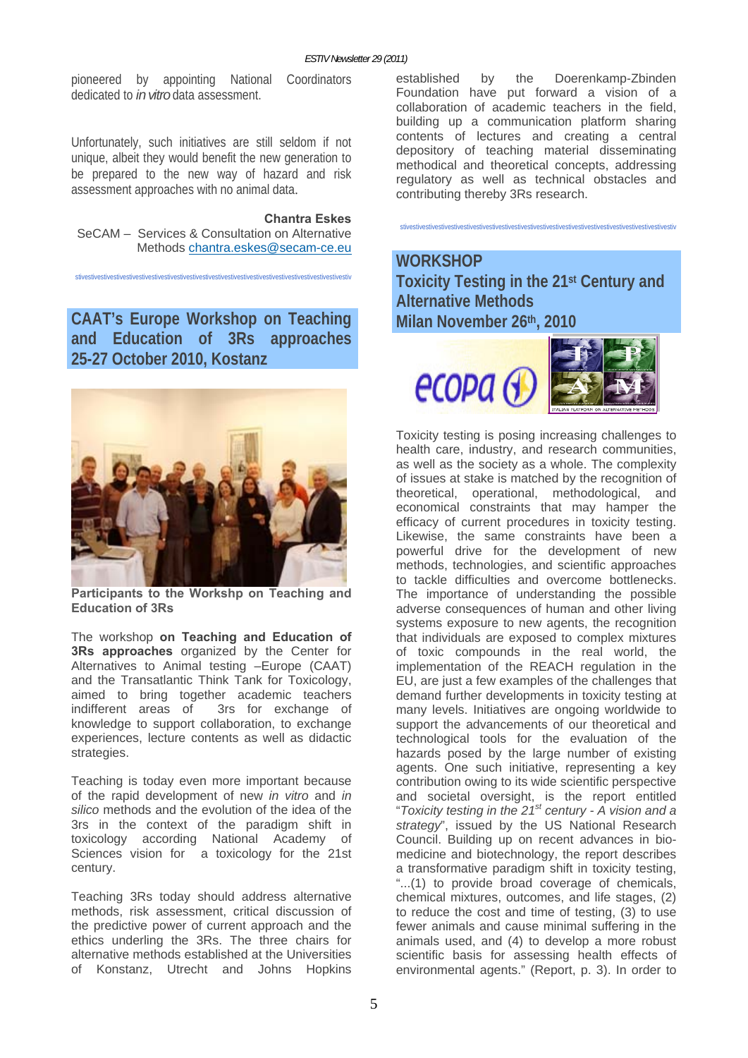pioneered by appointing National Coordinators dedicated to *in vitro* data assessment.

Unfortunately, such initiatives are still seldom if not unique, albeit they would benefit the new generation to be prepared to the new way of hazard and risk assessment approaches with no animal data.

**Chantra Eskes**
SeCAM – Services & Consultation on Alternative Methods chantra.eskes@secam-ce.eu

## CAAT's Europe Workshop on Teaching and Education of 3Rs approaches 25-27 October 2010, Kostanz

**Participants to the Workshp on Teaching and Education of 3Rs**

The workshop **on Teaching and Education of 3Rs approaches** organized by the Center for Alternatives to Animal testing –Europe (CAAT) and the Transatlantic Think Tank for Toxicology, aimed to bring together academic teachers in different areas of 3rs for exchange of knowledge to support collaboration, to exchange experiences, lecture contents as well as didactic strategies.

Teaching is today even more important because of the rapid development of new *in vitro* and *in silico* methods and the evolution of the idea of the 3rs in the context of the paradigm shift in toxicology according National Academy of Sciences vision for a toxicology for the 21st century.

Teaching 3Rs today should address alternative methods, risk assessment, critical discussion of the predictive power of current approach and the ethics underling the 3Rs. The three chairs for alternative methods established at the Universities of Konstanz, Utrecht and Johns Hopkins established by the Doerenkamp-Zbinden Foundation have put forward a vision of a collaboration of academic teachers in the field, building up a communication platform sharing contents of lectures and creating a central depository of teaching material disseminating methodical and theoretical concepts, addressing regulatory as well as technical obstacles and contributing thereby 3Rs research.

## WORKSHOP
## Toxicity Testing in the 21st Century and Alternative Methods
## Milan November 26th, 2010

Toxicity testing is posing increasing challenges to health care, industry, and research communities, as well as the society as a whole. The complexity of issues at stake is matched by the recognition of theoretical, operational, methodological, and economical constraints that may hamper the efficacy of current procedures in toxicity testing. Likewise, the same constraints have been a powerful drive for the development of new methods, technologies, and scientific approaches to tackle difficulties and overcome bottlenecks. The importance of understanding the possible adverse consequences of human and other living systems exposure to new agents, the recognition that individuals are exposed to complex mixtures of toxic compounds in the real world, the implementation of the REACH regulation in the EU, are just a few examples of the challenges that demand further developments in toxicity testing at many levels. Initiatives are ongoing worldwide to support the advancements of our theoretical and technological tools for the evaluation of the hazards posed by the large number of existing agents. One such initiative, representing a key contribution owing to its wide scientific perspective and societal oversight, is the report entitled "*Toxicity testing in the 21st century - A vision and a strategy*", issued by the US National Research Council. Building up on recent advances in bio-medicine and biotechnology, the report describes a transformative paradigm shift in toxicity testing, "...(1) to provide broad coverage of chemicals, chemical mixtures, outcomes, and life stages, (2) to reduce the cost and time of testing, (3) to use fewer animals and cause minimal suffering in the animals used, and (4) to develop a more robust scientific basis for assessing health effects of environmental agents." (Report, p. 3). In order to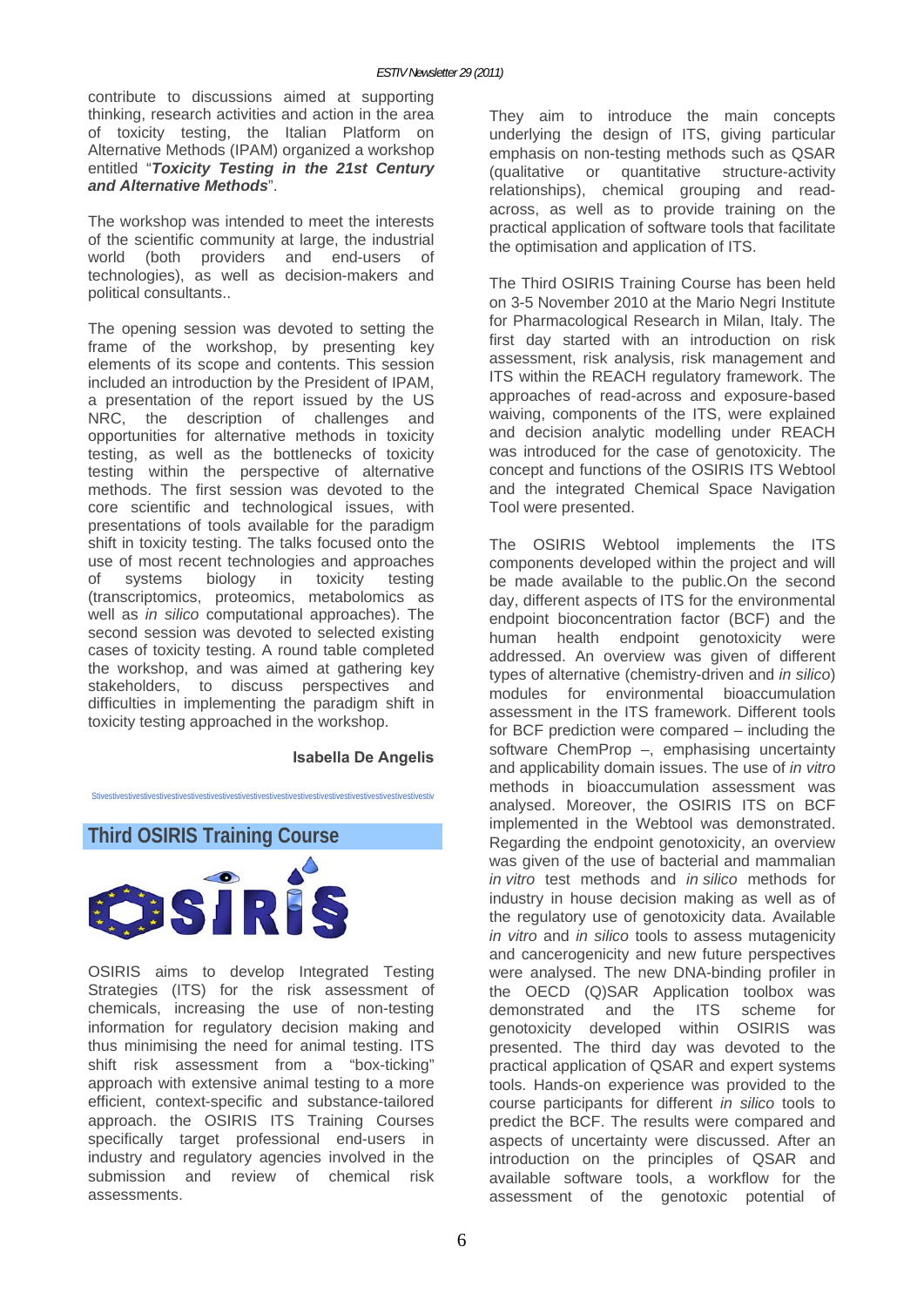contribute to discussions aimed at supporting thinking, research activities and action in the area of toxicity testing, the Italian Platform on Alternative Methods (IPAM) organized a workshop entitled "***Toxicity Testing in the 21st Century and Alternative Methods***".

The workshop was intended to meet the interests of the scientific community at large, the industrial world (both providers and end-users of technologies), as well as decision-makers and political consultants..

The opening session was devoted to setting the frame of the workshop, by presenting key elements of its scope and contents. This session included an introduction by the President of IPAM, a presentation of the report issued by the US NRC, the description of challenges and opportunities for alternative methods in toxicity testing, as well as the bottlenecks of toxicity testing within the perspective of alternative methods. The first session was devoted to the core scientific and technological issues, with presentations of tools available for the paradigm shift in toxicity testing. The talks focused onto the use of most recent technologies and approaches of systems biology in toxicity testing (transcriptomics, proteomics, metabolomics as well as *in silico* computational approaches). The second session was devoted to selected existing cases of toxicity testing. A round table completed the workshop, and was aimed at gathering key stakeholders, to discuss perspectives and difficulties in implementing the paradigm shift in toxicity testing approached in the workshop.

**Isabella De Angelis**

Stivestivestivestivestivestivestivestivestivestivestivestivestivestivestivestivestivestivestivestivestivestivestivestivestivestivestivestivestivestivestiv

## Third OSIRIS Training Course

OSIRIS

OSIRIS aims to develop Integrated Testing Strategies (ITS) for the risk assessment of chemicals, increasing the use of non-testing information for regulatory decision making and thus minimising the need for animal testing. ITS shift risk assessment from a "box-ticking" approach with extensive animal testing to a more efficient, context-specific and substance-tailored approach. the OSIRIS ITS Training Courses specifically target professional end-users in industry and regulatory agencies involved in the submission and review of chemical risk assessments.

They aim to introduce the main concepts underlying the design of ITS, giving particular emphasis on non-testing methods such as QSAR (qualitative or quantitative structure-activity relationships), chemical grouping and read-across, as well as to provide training on the practical application of software tools that facilitate the optimisation and application of ITS.

The Third OSIRIS Training Course has been held on 3-5 November 2010 at the Mario Negri Institute for Pharmacological Research in Milan, Italy. The first day started with an introduction on risk assessment, risk analysis, risk management and ITS within the REACH regulatory framework. The approaches of read-across and exposure-based waiving, components of the ITS, were explained and decision analytic modelling under REACH was introduced for the case of genotoxicity. The concept and functions of the OSIRIS ITS Webtool and the integrated Chemical Space Navigation Tool were presented.

The OSIRIS Webtool implements the ITS components developed within the project and will be made available to the public.On the second day, different aspects of ITS for the environmental endpoint bioconcentration factor (BCF) and the human health endpoint genotoxicity were addressed. An overview was given of different types of alternative (chemistry-driven and *in silico*) modules for environmental bioaccumulation assessment in the ITS framework. Different tools for BCF prediction were compared – including the software ChemProp –, emphasising uncertainty and applicability domain issues. The use of *in vitro* methods in bioaccumulation assessment was analysed. Moreover, the OSIRIS ITS on BCF implemented in the Webtool was demonstrated. Regarding the endpoint genotoxicity, an overview was given of the use of bacterial and mammalian *in vitro* test methods and *in silico* methods for industry in house decision making as well as of the regulatory use of genotoxicity data. Available *in vitro* and *in silico* tools to assess mutagenicity and cancerogenicity and new future perspectives were analysed. The new DNA-binding profiler in the OECD (Q)SAR Application toolbox was demonstrated and the ITS scheme for genotoxicity developed within OSIRIS was presented. The third day was devoted to the practical application of QSAR and expert systems tools. Hands-on experience was provided to the course participants for different *in silico* tools to predict the BCF. The results were compared and aspects of uncertainty were discussed. After an introduction on the principles of QSAR and available software tools, a workflow for the assessment of the genotoxic potential of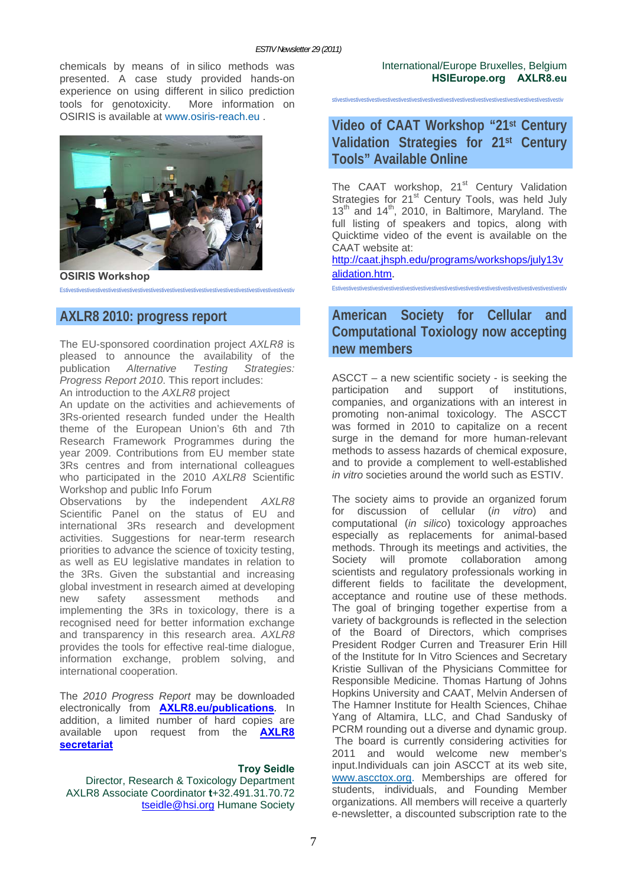chemicals by means of in silico methods was presented. A case study provided hands-on experience on using different in silico prediction tools for genotoxicity. More information on OSIRIS is available at www.osiris-reach.eu .

**OSIRIS Workshop**

## AXLR8 2010: progress report

The EU-sponsored coordination project *AXLR8* is pleased to announce the availability of the publication *Alternative Testing Strategies: Progress Report 2010*. This report includes:

An introduction to the *AXLR8* project

An update on the activities and achievements of 3Rs-oriented research funded under the Health theme of the European Union's 6th and 7th Research Framework Programmes during the year 2009. Contributions from EU member state 3Rs centres and from international colleagues who participated in the 2010 *AXLR8* Scientific Workshop and public Info Forum

Observations by the independent *AXLR8* Scientific Panel on the status of EU and international 3Rs research and development activities. Suggestions for near-term research priorities to advance the science of toxicity testing, as well as EU legislative mandates in relation to the 3Rs. Given the substantial and increasing global investment in research aimed at developing new safety assessment methods and implementing the 3Rs in toxicology, there is a recognised need for better information exchange and transparency in this research area. *AXLR8* provides the tools for effective real-time dialogue, information exchange, problem solving, and international cooperation.

The *2010 Progress Report* may be downloaded electronically from **AXLR8.eu/publications**. In addition, a limited number of hard copies are available upon request from the **AXLR8 secretariat**

**Troy Seidle**
Director, Research & Toxicology Department
AXLR8 Associate Coordinator **t**+32.491.31.70.72
tseidle@hsi.org Humane Society International/Europe Bruxelles, Belgium
**HSIEurope.org AXLR8.eu**

## Video of CAAT Workshop "21st Century Validation Strategies for 21st Century Tools" Available Online

The CAAT workshop, 21st Century Validation Strategies for 21st Century Tools, was held July 13th and 14th, 2010, in Baltimore, Maryland. The full listing of speakers and topics, along with Quicktime video of the event is available on the CAAT website at:
http://caat.jhsph.edu/programs/workshops/july13validation.htm.

## American Society for Cellular and Computational Toxicology now accepting new members

ASCCT – a new scientific society - is seeking the participation and support of institutions, companies, and organizations with an interest in promoting non-animal toxicology. The ASCCT was formed in 2010 to capitalize on a recent surge in the demand for more human-relevant methods to assess hazards of chemical exposure, and to provide a complement to well-established *in vitro* societies around the world such as ESTIV.

The society aims to provide an organized forum for discussion of cellular (*in vitro*) and computational (*in silico*) toxicology approaches especially as replacements for animal-based methods. Through its meetings and activities, the Society will promote collaboration among scientists and regulatory professionals working in different fields to facilitate the development, acceptance and routine use of these methods. The goal of bringing together expertise from a variety of backgrounds is reflected in the selection of the Board of Directors, which comprises President Rodger Curren and Treasurer Erin Hill of the Institute for In Vitro Sciences and Secretary Kristie Sullivan of the Physicians Committee for Responsible Medicine. Thomas Hartung of Johns Hopkins University and CAAT, Melvin Andersen of The Hamner Institute for Health Sciences, Chihae Yang of Altamira, LLC, and Chad Sandusky of PCRM rounding out a diverse and dynamic group. The board is currently considering activities for 2011 and would welcome new member's input.Individuals can join ASCCT at its web site, www.ascctox.org. Memberships are offered for students, individuals, and Founding Member organizations. All members will receive a quarterly e-newsletter, a discounted subscription rate to the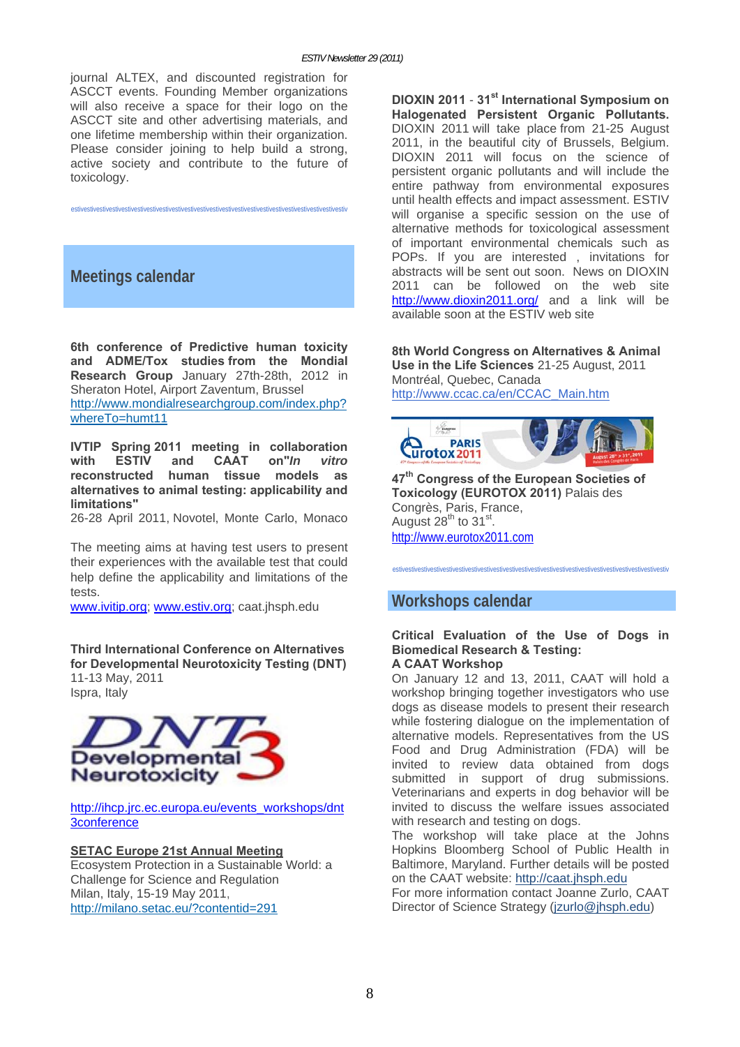journal ALTEX, and discounted registration for ASCCT events. Founding Member organizations will also receive a space for their logo on the ASCCT site and other advertising materials, and one lifetime membership within their organization. Please consider joining to help build a strong, active society and contribute to the future of toxicology.

estivestivestivestivestivestivestivestivestivestivestivestivestivestivestivestivestivestivestivestivestivestivestivestivestiv

## Meetings calendar

**6th conference of Predictive human toxicity and ADME/Tox studies from the Mondial Research Group** January 27th-28th, 2012 in Sheraton Hotel, Airport Zaventum, Brussel
http://www.mondialresearchgroup.com/index.php?whereTo=humt11

**IVTIP Spring 2011 meeting in collaboration with ESTIV and CAAT on"*In vitro* reconstructed human tissue models as alternatives to animal testing: applicability and limitations"**
26-28 April 2011, Novotel, Monte Carlo, Monaco

The meeting aims at having test users to present their experiences with the available test that could help define the applicability and limitations of the tests.
www.ivitip.org; www.estiv.org; caat.jhsph.edu

**Third International Conference on Alternatives for Developmental Neurotoxicity Testing (DNT)**
11-13 May, 2011
Ispra, Italy

DNT3 Developmental Neurotoxicity

http://ihcp.jrc.ec.europa.eu/events_workshops/dnt3conference

**SETAC Europe 21st Annual Meeting**
Ecosystem Protection in a Sustainable World: a Challenge for Science and Regulation
Milan, Italy, 15-19 May 2011,
http://milano.setac.eu/?contentid=291

**DIOXIN 2011 - 31st International Symposium on Halogenated Persistent Organic Pollutants.** DIOXIN 2011 will take place from 21-25 August 2011, in the beautiful city of Brussels, Belgium. DIOXIN 2011 will focus on the science of persistent organic pollutants and will include the entire pathway from environmental exposures until health effects and impact assessment. ESTIV will organise a specific session on the use of alternative methods for toxicological assessment of important environmental chemicals such as POPs. If you are interested , invitations for abstracts will be sent out soon. News on DIOXIN 2011 can be followed on the web site http://www.dioxin2011.org/ and a link will be available soon at the ESTIV web site

**8th World Congress on Alternatives & Animal Use in the Life Sciences** 21-25 August, 2011
Montréal, Quebec, Canada
http://www.ccac.ca/en/CCAC_Main.htm

Eurotox 2011 PARIS — 47th Congress of the European Societies of Toxicology — August 28th > 31st, 2011 Palais des Congrès de Paris

**47th Congress of the European Societies of Toxicology (EUROTOX 2011)** Palais des Congrès, Paris, France,
August 28th to 31st.
http://www.eurotox2011.com

estivestivestivestivestivestivestivestivestivestivestivestivestivestivestivestivestivestivestivestivestivestivestivestivestiv

## Workshops calendar

**Critical Evaluation of the Use of Dogs in Biomedical Research & Testing:**
**A CAAT Workshop**
On January 12 and 13, 2011, CAAT will hold a workshop bringing together investigators who use dogs as disease models to present their research while fostering dialogue on the implementation of alternative models. Representatives from the US Food and Drug Administration (FDA) will be invited to review data obtained from dogs submitted in support of drug submissions. Veterinarians and experts in dog behavior will be invited to discuss the welfare issues associated with research and testing on dogs.
The workshop will take place at the Johns Hopkins Bloomberg School of Public Health in Baltimore, Maryland. Further details will be posted on the CAAT website: http://caat.jhsph.edu
For more information contact Joanne Zurlo, CAAT Director of Science Strategy (jzurlo@jhsph.edu)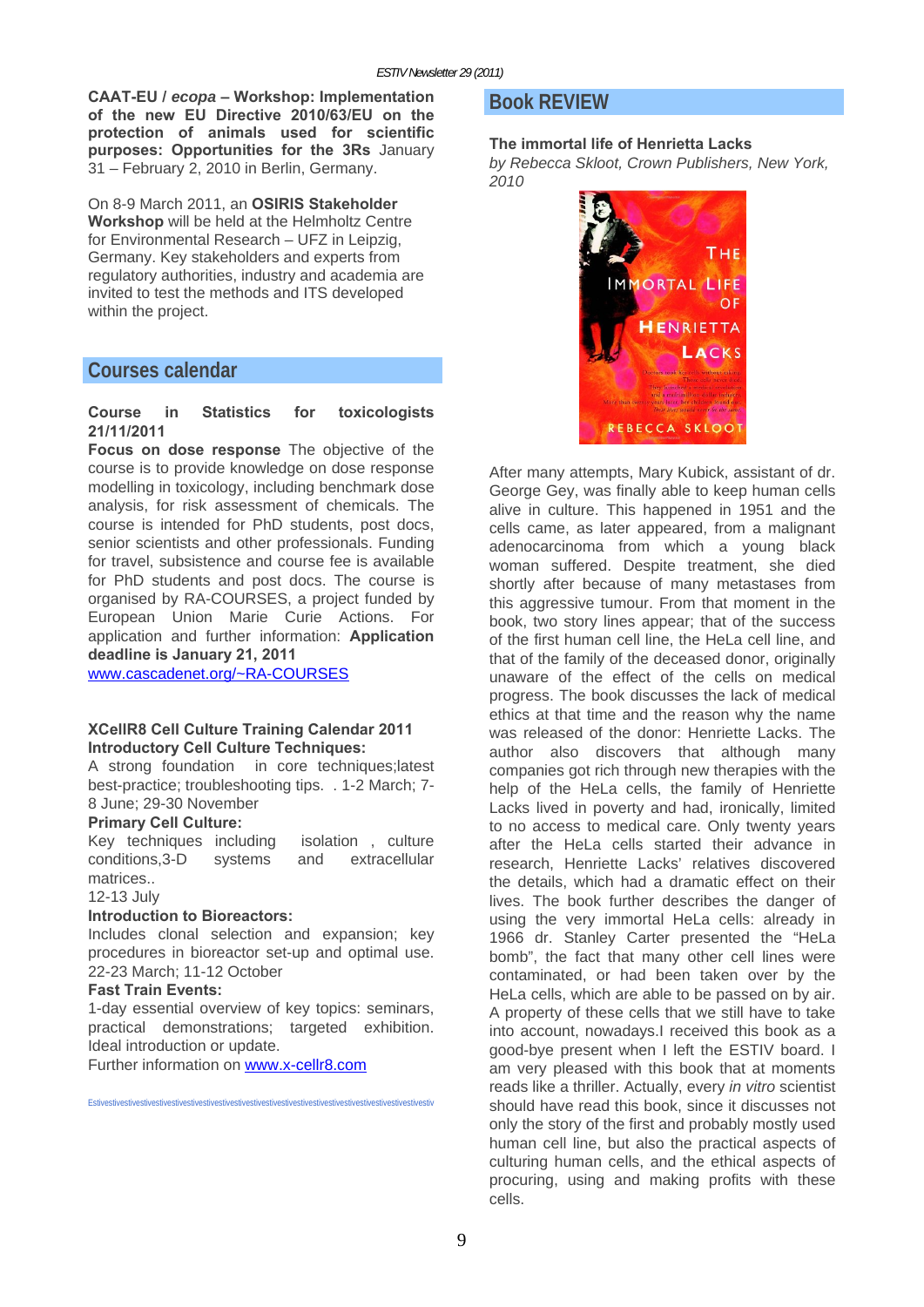**CAAT-EU / *ecopa* – Workshop: Implementation of the new EU Directive 2010/63/EU on the protection of animals used for scientific purposes: Opportunities for the 3Rs** January 31 – February 2, 2010 in Berlin, Germany.

On 8-9 March 2011, an **OSIRIS Stakeholder Workshop** will be held at the Helmholtz Centre for Environmental Research – UFZ in Leipzig, Germany. Key stakeholders and experts from regulatory authorities, industry and academia are invited to test the methods and ITS developed within the project.

## Courses calendar

**Course in Statistics for toxicologists 21/11/2011**

**Focus on dose response** The objective of the course is to provide knowledge on dose response modelling in toxicology, including benchmark dose analysis, for risk assessment of chemicals. The course is intended for PhD students, post docs, senior scientists and other professionals. Funding for travel, subsistence and course fee is available for PhD students and post docs. The course is organised by RA-COURSES, a project funded by European Union Marie Curie Actions. For application and further information: **Application deadline is January 21, 2011**
www.cascadenet.org/~RA-COURSES

**XCellR8 Cell Culture Training Calendar 2011**

**Introductory Cell Culture Techniques:**
A strong foundation in core techniques;latest best-practice; troubleshooting tips. . 1-2 March; 7-8 June; 29-30 November

**Primary Cell Culture:**
Key techniques including isolation , culture conditions,3-D systems and extracellular matrices..
12-13 July

**Introduction to Bioreactors:**
Includes clonal selection and expansion; key procedures in bioreactor set-up and optimal use. 22-23 March; 11-12 October

**Fast Train Events:**
1-day essential overview of key topics: seminars, practical demonstrations; targeted exhibition. Ideal introduction or update.
Further information on www.x-cellr8.com

## Book REVIEW

**The immortal life of Henrietta Lacks**
*by Rebecca Skloot, Crown Publishers, New York, 2010*

After many attempts, Mary Kubick, assistant of dr. George Gey, was finally able to keep human cells alive in culture. This happened in 1951 and the cells came, as later appeared, from a malignant adenocarcinoma from which a young black woman suffered. Despite treatment, she died shortly after because of many metastases from this aggressive tumour. From that moment in the book, two story lines appear; that of the success of the first human cell line, the HeLa cell line, and that of the family of the deceased donor, originally unaware of the effect of the cells on medical progress. The book discusses the lack of medical ethics at that time and the reason why the name was released of the donor: Henriette Lacks. The author also discovers that although many companies got rich through new therapies with the help of the HeLa cells, the family of Henriette Lacks lived in poverty and had, ironically, limited to no access to medical care. Only twenty years after the HeLa cells started their advance in research, Henriette Lacks' relatives discovered the details, which had a dramatic effect on their lives. The book further describes the danger of using the very immortal HeLa cells: already in 1966 dr. Stanley Carter presented the "HeLa bomb", the fact that many other cell lines were contaminated, or had been taken over by the HeLa cells, which are able to be passed on by air. A property of these cells that we still have to take into account, nowadays.I received this book as a good-bye present when I left the ESTIV board. I am very pleased with this book that at moments reads like a thriller. Actually, every *in vitro* scientist should have read this book, since it discusses not only the story of the first and probably mostly used human cell line, but also the practical aspects of culturing human cells, and the ethical aspects of procuring, using and making profits with these cells.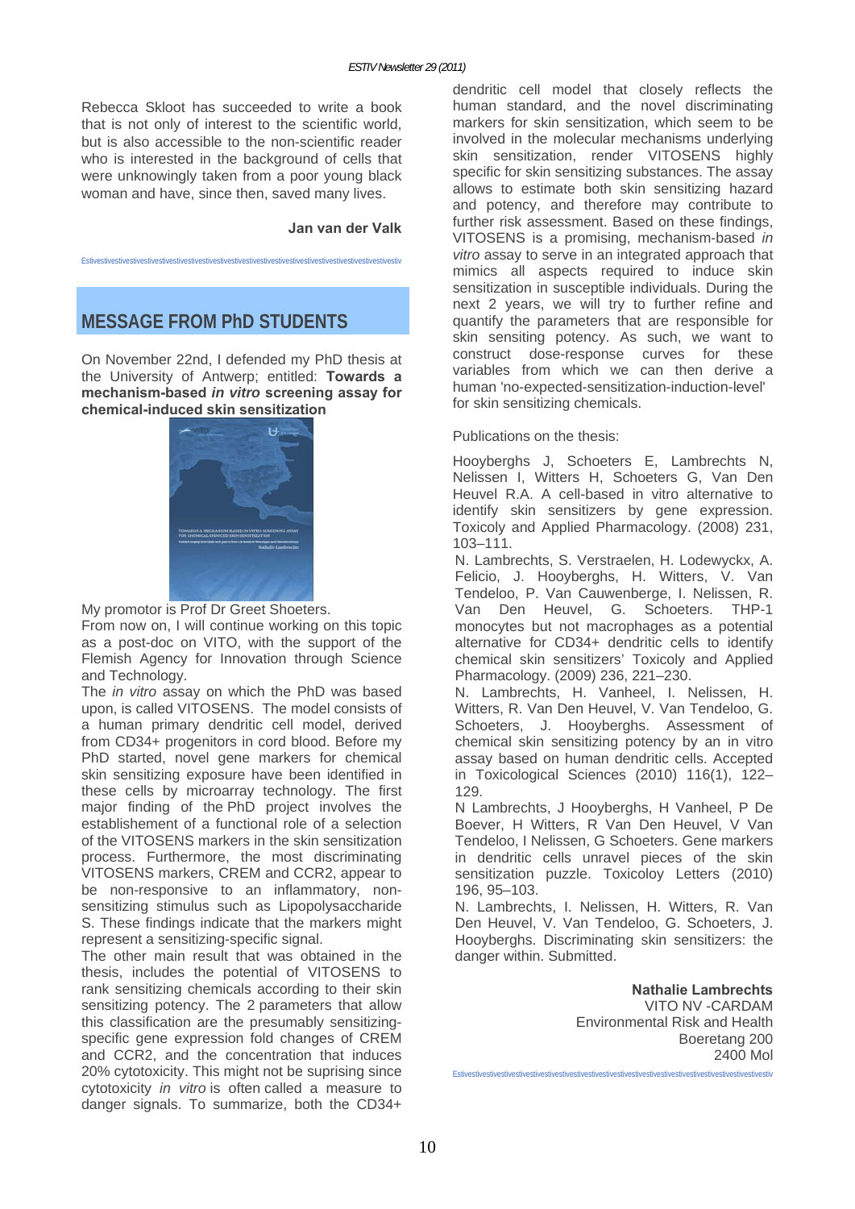Rebecca Skloot has succeeded to write a book that is not only of interest to the scientific world, but is also accessible to the non-scientific reader who is interested in the background of cells that were unknowingly taken from a poor young black woman and have, since then, saved many lives.

**Jan van der Valk**

Estivestivestivestivestivestivestivestivestivestivestivestivestivestivestivestivestivestivestivestivestivestiv

## MESSAGE FROM PhD STUDENTS

On November 22nd, I defended my PhD thesis at the University of Antwerp; entitled: **Towards a mechanism-based *in vitro* screening assay for chemical-induced skin sensitization**

My promotor is Prof Dr Greet Shoeters.

From now on, I will continue working on this topic as a post-doc on VITO, with the support of the Flemish Agency for Innovation through Science and Technology.

The *in vitro* assay on which the PhD was based upon, is called VITOSENS. The model consists of a human primary dendritic cell model, derived from CD34+ progenitors in cord blood. Before my PhD started, novel gene markers for chemical skin sensitizing exposure have been identified in these cells by microarray technology. The first major finding of the PhD project involves the establishement of a functional role of a selection of the VITOSENS markers in the skin sensitization process. Furthermore, the most discriminating VITOSENS markers, CREM and CCR2, appear to be non-responsive to an inflammatory, non-sensitizing stimulus such as Lipopolysaccharide S. These findings indicate that the markers might represent a sensitizing-specific signal.

The other main result that was obtained in the thesis, includes the potential of VITOSENS to rank sensitizing chemicals according to their skin sensitizing potency. The 2 parameters that allow this classification are the presumably sensitizing-specific gene expression fold changes of CREM and CCR2, and the concentration that induces 20% cytotoxicity. This might not be suprising since cytotoxicity *in vitro* is often called a measure to danger signals. To summarize, both the CD34+ dendritic cell model that closely reflects the human standard, and the novel discriminating markers for skin sensitization, which seem to be involved in the molecular mechanisms underlying skin sensitization, render VITOSENS highly specific for skin sensitizing substances. The assay allows to estimate both skin sensitizing hazard and potency, and therefore may contribute to further risk assessment. Based on these findings, VITOSENS is a promising, mechanism-based *in vitro* assay to serve in an integrated approach that mimics all aspects required to induce skin sensitization in susceptible individuals. During the next 2 years, we will try to further refine and quantify the parameters that are responsible for skin sensing potency. As such, we want to construct dose-response curves for these variables from which we can then derive a human 'no-expected-sensitization-induction-level' for skin sensitizing chemicals.

Publications on the thesis:

Hooyberghs J, Schoeters E, Lambrechts N, Nelissen I, Witters H, Schoeters G, Van Den Heuvel R.A. A cell-based in vitro alternative to identify skin sensitizers by gene expression. Toxicoly and Applied Pharmacology. (2008) 231, 103–111.

N. Lambrechts, S. Verstraelen, H. Lodewyckx, A. Felicio, J. Hooyberghs, H. Witters, V. Van Tendeloo, P. Van Cauwenberge, I. Nelissen, R. Van Den Heuvel, G. Schoeters. THP-1 monocytes but not macrophages as a potential alternative for CD34+ dendritic cells to identify chemical skin sensitizers' Toxicoly and Applied Pharmacology. (2009) 236, 221–230.

N. Lambrechts, H. Vanheel, I. Nelissen, H. Witters, R. Van Den Heuvel, V. Van Tendeloo, G. Schoeters, J. Hooyberghs. Assessment of chemical skin sensitizing potency by an in vitro assay based on human dendritic cells. Accepted in Toxicological Sciences (2010) 116(1), 122–129.

N Lambrechts, J Hooyberghs, H Vanheel, P De Boever, H Witters, R Van Den Heuvel, V Van Tendeloo, I Nelissen, G Schoeters. Gene markers in dendritic cells unravel pieces of the skin sensitization puzzle. Toxicoloy Letters (2010) 196, 95–103.

N. Lambrechts, I. Nelissen, H. Witters, R. Van Den Heuvel, V. Van Tendeloo, G. Schoeters, J. Hooyberghs. Discriminating skin sensitizers: the danger within. Submitted.

**Nathalie Lambrechts**
VITO NV -CARDAM
Environmental Risk and Health
Boeretang 200
2400 Mol

Estivestivestivestivestivestivestivestivestivestivestivestivestivestivestivestivestivestivestivestivestivestiv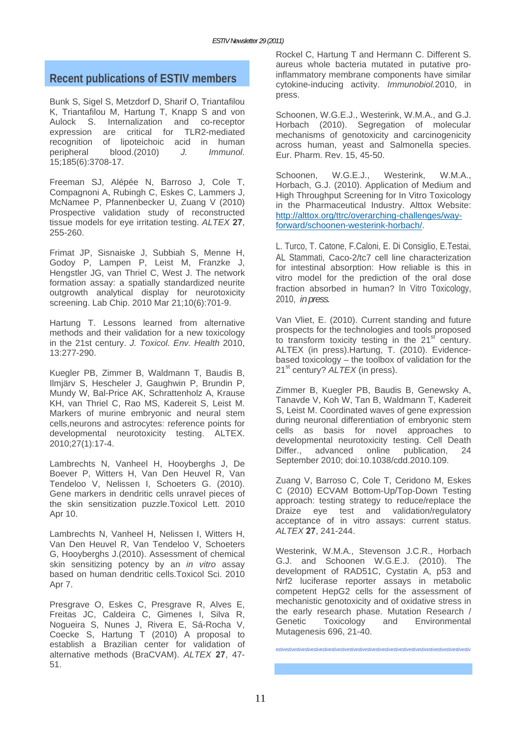## Recent publications of ESTIV members

Bunk S, Sigel S, Metzdorf D, Sharif O, Triantafilou K, Triantafilou M, Hartung T, Knapp S and von Aulock S. Internalization and co-receptor expression are critical for TLR2-mediated recognition of lipoteichoic acid in human peripheral blood.(2010) *J. Immunol*. 15;185(6):3708-17.

Freeman SJ, Alépée N, Barroso J, Cole T, Compagnoni A, Rubingh C, Eskes C, Lammers J, McNamee P, Pfannenbecker U, Zuang V (2010) Prospective validation study of reconstructed tissue models for eye irritation testing. *ALTEX* **27**, 255-260.

Frimat JP, Sisnaiske J, Subbiah S, Menne H, Godoy P, Lampen P, Leist M, Franzke J, Hengstler JG, van Thriel C, West J. The network formation assay: a spatially standardized neurite outgrowth analytical display for neurotoxicity screening. Lab Chip. 2010 Mar 21;10(6):701-9.

Hartung T. Lessons learned from alternative methods and their validation for a new toxicology in the 21st century. *J. Toxicol. Env. Health* 2010, 13:277-290.

Kuegler PB, Zimmer B, Waldmann T, Baudis B, Ilmjärv S, Hescheler J, Gaughwin P, Brundin P, Mundy W, Bal-Price AK, Schrattenholz A, Krause KH, van Thriel C, Rao MS, Kadereit S, Leist M. Markers of murine embryonic and neural stem cells,neurons and astrocytes: reference points for developmental neurotoxicity testing. ALTEX. 2010;27(1):17-4.

Lambrechts N, Vanheel H, Hooyberghs J, De Boever P, Witters H, Van Den Heuvel R, Van Tendeloo V, Nelissen I, Schoeters G. (2010). Gene markers in dendritic cells unravel pieces of the skin sensitization puzzle.Toxicol Lett. 2010 Apr 10.

Lambrechts N, Vanheel H, Nelissen I, Witters H, Van Den Heuvel R, Van Tendeloo V, Schoeters G, Hooyberghs J.(2010). Assessment of chemical skin sensitizing potency by an *in vitro* assay based on human dendritic cells.Toxicol Sci. 2010 Apr 7.

Presgrave O, Eskes C, Presgrave R, Alves E, Freitas JC, Caldeira C, Gimenes I, Silva R, Nogueira S, Nunes J, Rivera E, Sá-Rocha V, Coecke S, Hartung T (2010) A proposal to establish a Brazilian center for validation of alternative methods (BraCVAM). *ALTEX* **27**, 47-51.

Rockel C, Hartung T and Hermann C. Different S. aureus whole bacteria mutated in putative pro-inflammatory membrane components have similar cytokine-inducing activity. *Immunobiol.*2010, in press.

Schoonen, W.G.E.J., Westerink, W.M.A., and G.J. Horbach (2010). Segregation of molecular mechanisms of genotoxicity and carcinogenicity across human, yeast and Salmonella species. Eur. Pharm. Rev. 15, 45-50.

Schoonen, W.G.E.J., Westerink, W.M.A., Horbach, G.J. (2010). Application of Medium and High Throughput Screening for In Vitro Toxicology in the Pharmaceutical Industry. Alttox Website: http://alttox.org/ttrc/overarching-challenges/way-forward/schoonen-westerink-horbach/.

L. Turco, T. Catone, F.Caloni, E. Di Consiglio, E.Testai, AL Stammati, Caco-2/tc7 cell line characterization for intestinal absorption: How reliable is this in vitro model for the prediction of the oral dose fraction absorbed in human? In Vitro Toxicology, 2010, *in press*.

Van Vliet, E. (2010). Current standing and future prospects for the technologies and tools proposed to transform toxicity testing in the 21st century. ALTEX (in press).Hartung, T. (2010). Evidence-based toxicology – the toolbox of validation for the 21st century? *ALTEX* (in press).

Zimmer B, Kuegler PB, Baudis B, Genewsky A, Tanavde V, Koh W, Tan B, Waldmann T, Kadereit S, Leist M. Coordinated waves of gene expression during neuronal differentiation of embryonic stem cells as basis for novel approaches to developmental neurotoxicity testing. Cell Death Differ., advanced online publication, 24 September 2010; doi:10.1038/cdd.2010.109.

Zuang V, Barroso C, Cole T, Ceridono M, Eskes C (2010) ECVAM Bottom-Up/Top-Down Testing approach: testing strategy to reduce/replace the Draize eye test and validation/regulatory acceptance of in vitro assays: current status. *ALTEX* **27**, 241-244.

Westerink, W.M.A., Stevenson J.C.R., Horbach G.J. and Schoonen W.G.E.J. (2010). The development of RAD51C, Cystatin A, p53 and Nrf2 luciferase reporter assays in metabolic competent HepG2 cells for the assessment of mechanistic genotoxicity and of oxidative stress in the early research phase. Mutation Research / Genetic Toxicology and Environmental Mutagenesis 696, 21-40.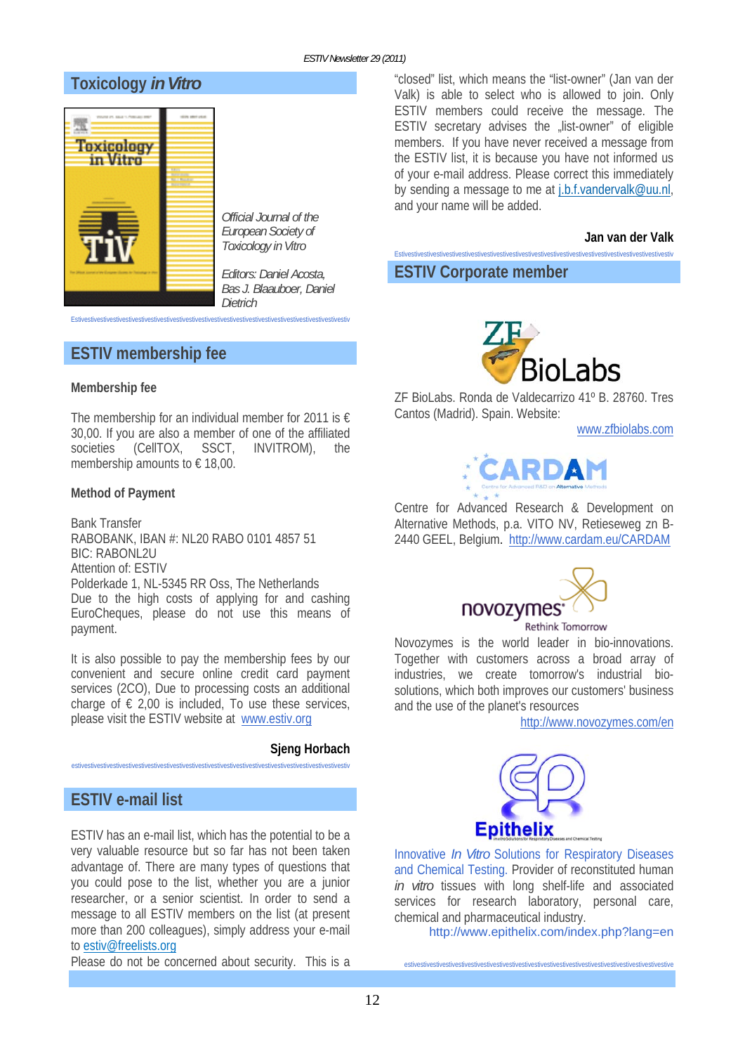## Toxicology *in Vitro*

*Official Journal of the European Society of Toxicology in Vitro*

*Editors: Daniel Acosta, Bas J. Blaauboer, Daniel Dietrich*

## ESTIV membership fee

**Membership fee**

The membership for an individual member for 2011 is € 30,00. If you are also a member of one of the affiliated societies (CellTOX, SSCT, INVITROM), the membership amounts to € 18,00.

**Method of Payment**

Bank Transfer
RABOBANK, IBAN #: NL20 RABO 0101 4857 51
BIC: RABONL2U
Attention of: ESTIV
Polderkade 1, NL-5345 RR Oss, The Netherlands
Due to the high costs of applying for and cashing EuroCheques, please do not use this means of payment.

It is also possible to pay the membership fees by our convenient and secure online credit card services (2CO), Due to processing costs an additional charge of € 2,00 is included, To use these services, please visit the ESTIV website at www.estiv.org

**Sjeng Horbach**

## ESTIV e-mail list

ESTIV has an e-mail list, which has the potential to be a very valuable resource but so far has not been taken advantage of. There are many types of questions that you could pose to the list, whether you are a junior researcher, or a senior scientist. In order to send a message to all ESTIV members on the list (at present more than 200 colleagues), simply address your e-mail to estiv@freelists.org
Please do not be concerned about security. This is a "closed" list, which means the "list-owner" (Jan van der Valk) is able to select who is allowed to join. Only ESTIV members could receive the message. The ESTIV secretary advises the „list-owner" of eligible members. If you have never received a message from the ESTIV list, it is because you have not informed us of your e-mail address. Please correct this immediately by sending a message to me at j.b.f.vandervalk@uu.nl, and your name will be added.

**Jan van der Valk**

## ESTIV Corporate member

ZF BioLabs. Ronda de Valdecarrizo 41º B. 28760. Tres Cantos (Madrid). Spain. Website:
www.zfbiolabs.com

Centre for Advanced Research & Development on Alternative Methods, p.a. VITO NV, Retieseweg zn B-2440 GEEL, Belgium. http://www.cardam.eu/CARDAM

Novozymes is the world leader in bio-innovations. Together with customers across a broad array of industries, we create tomorrow's industrial bio-solutions, which both improves our customers' business and the use of the planet's resources
http://www.novozymes.com/en

Innovative *In Vitro* Solutions for Respiratory Diseases and Chemical Testing. Provider of reconstituted human *in vitro* tissues with long shelf-life and associated services for research laboratory, personal care, chemical and pharmaceutical industry.
http://www.epithelix.com/index.php?lang=en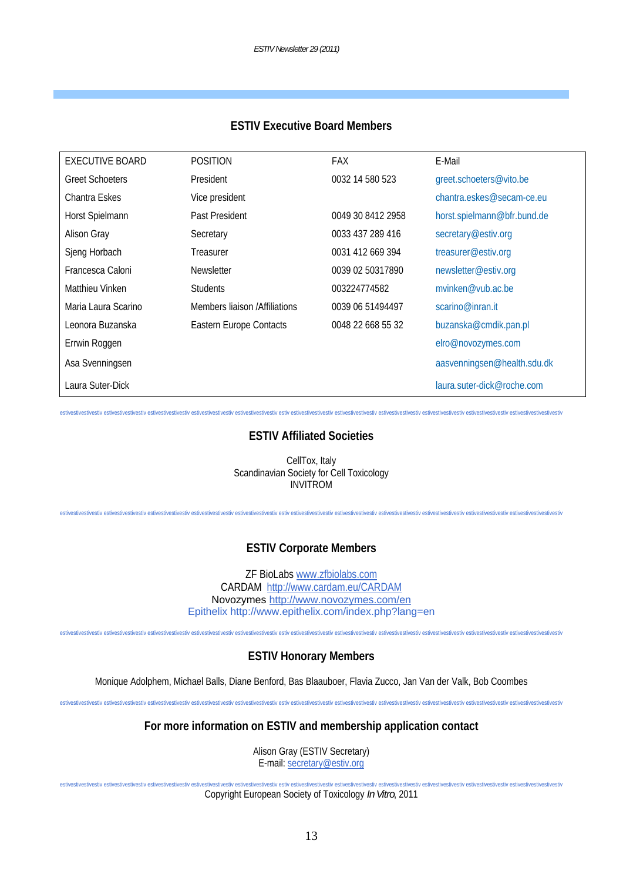## ESTIV Executive Board Members

| EXECUTIVE BOARD | POSITION | FAX | E-Mail |
|---|---|---|---|
| Greet Schoeters | President | 0032 14 580 523 | greet.schoeters@vito.be |
| Chantra Eskes | Vice president | | chantra.eskes@secam-ce.eu |
| Horst Spielmann | Past President | 0049 30 8412 2958 | horst.spielmann@bfr.bund.de |
| Alison Gray | Secretary | 0033 437 289 416 | secretary@estiv.org |
| Sjeng Horbach | Treasurer | 0031 412 669 394 | treasurer@estiv.org |
| Francesca Caloni | Newsletter | 0039 02 50317890 | newsletter@estiv.org |
| Matthieu Vinken | Students | 003224774582 | mvinken@vub.ac.be |
| Maria Laura Scarino | Members liaison /Affiliations | 0039 06 51494497 | scarino@inran.it |
| Leonora Buzanska | Eastern Europe Contacts | 0048 22 668 55 32 | buzanska@cmdik.pan.pl |
| Erwin Roggen | | | elro@novozymes.com |
| Asa Svenningsen | | | aasvenningsen@health.sdu.dk |
| Laura Suter-Dick | | | laura.suter-dick@roche.com |

## ESTIV Affiliated Societies

CellTox, Italy
Scandinavian Society for Cell Toxicology
INVITROM

## ESTIV Corporate Members

ZF BioLabs www.zfbiolabs.com
CARDAM http://www.cardam.eu/CARDAM
Novozymes http://www.novozymes.com/en
Epithelix http://www.epithelix.com/index.php?lang=en

## ESTIV Honorary Members

Monique Adolphem, Michael Balls, Diane Benford, Bas Blaauboer, Flavia Zucco, Jan Van der Valk, Bob Coombes

## For more information on ESTIV and membership application contact

Alison Gray (ESTIV Secretary)
E-mail: secretary@estiv.org

Copyright European Society of Toxicology *In Vitro*, 2011